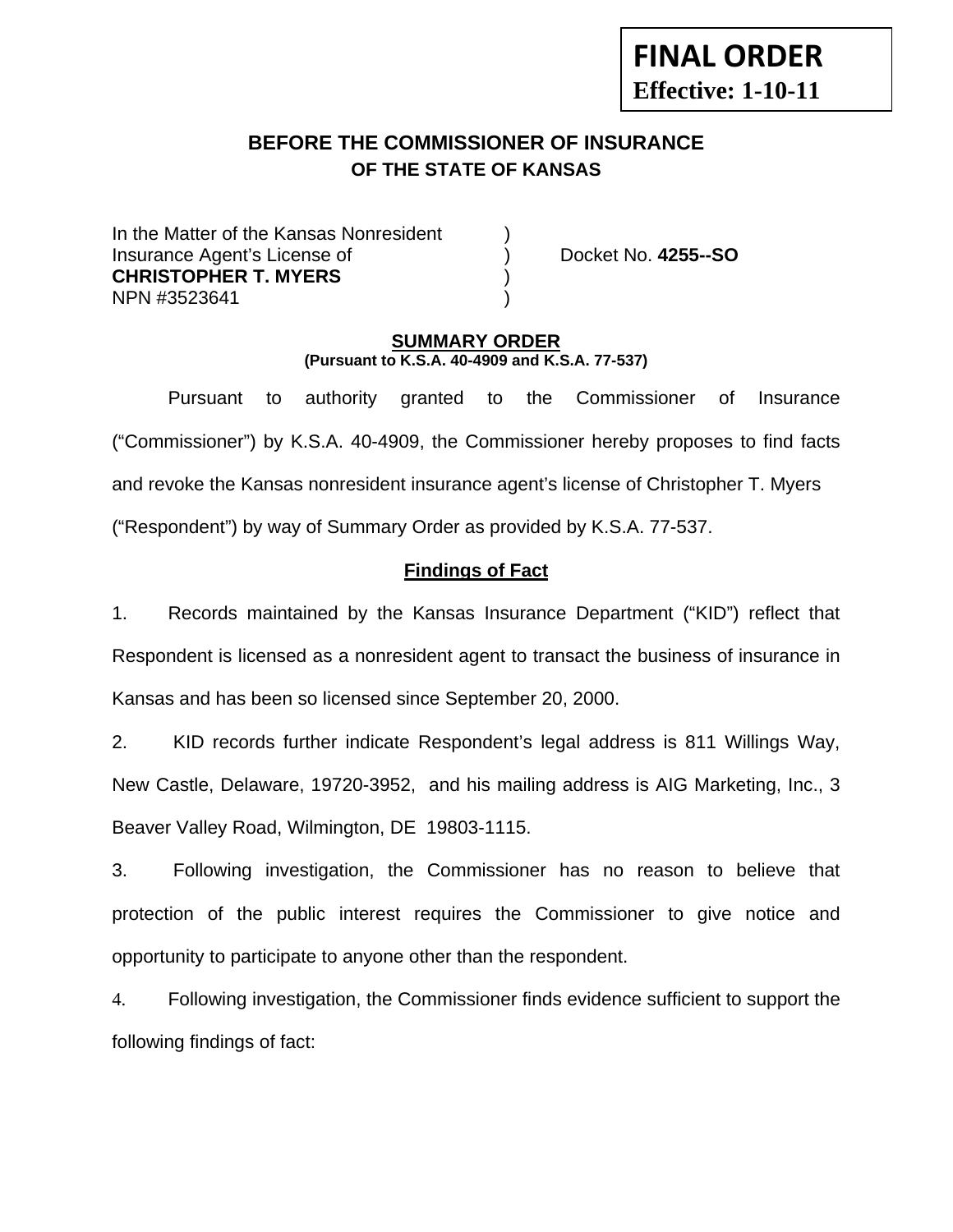**FINAL ORDER**
**Effective: 1-10-11**

## BEFORE THE COMMISSIONER OF INSURANCE
### OF THE STATE OF KANSAS

| | | |
|---|---|---|
| In the Matter of the Kansas Nonresident | ) | |
| Insurance Agent's License of | ) | Docket No. **4255--SO** |
| **CHRISTOPHER T. MYERS** | ) | |
| NPN #3523641 | ) | |

**SUMMARY ORDER**
**(Pursuant to K.S.A. 40-4909 and K.S.A. 77-537)**

Pursuant to authority granted to the Commissioner of Insurance ("Commissioner") by K.S.A. 40-4909, the Commissioner hereby proposes to find facts and revoke the Kansas nonresident insurance agent's license of Christopher T. Myers ("Respondent") by way of Summary Order as provided by K.S.A. 77-537.

**Findings of Fact**

1. Records maintained by the Kansas Insurance Department ("KID") reflect that Respondent is licensed as a nonresident agent to transact the business of insurance in Kansas and has been so licensed since September 20, 2000.

2. KID records further indicate Respondent's legal address is 811 Willings Way, New Castle, Delaware, 19720-3952, and his mailing address is AIG Marketing, Inc., 3 Beaver Valley Road, Wilmington, DE 19803-1115.

3. Following investigation, the Commissioner has no reason to believe that protection of the public interest requires the Commissioner to give notice and opportunity to participate to anyone other than the respondent.

4. Following investigation, the Commissioner finds evidence sufficient to support the following findings of fact: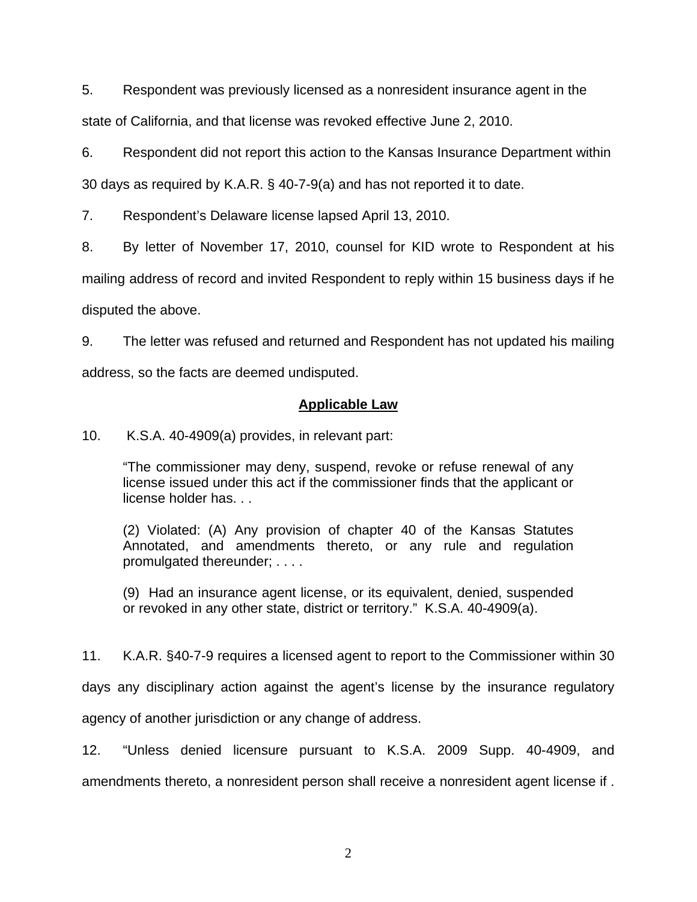5. Respondent was previously licensed as a nonresident insurance agent in the state of California, and that license was revoked effective June 2, 2010.

6. Respondent did not report this action to the Kansas Insurance Department within 30 days as required by K.A.R. § 40-7-9(a) and has not reported it to date.

7. Respondent's Delaware license lapsed April 13, 2010.

8. By letter of November 17, 2010, counsel for KID wrote to Respondent at his mailing address of record and invited Respondent to reply within 15 business days if he disputed the above.

9. The letter was refused and returned and Respondent has not updated his mailing address, so the facts are deemed undisputed.

## **Applicable Law**

10. K.S.A. 40-4909(a) provides, in relevant part:

> "The commissioner may deny, suspend, revoke or refuse renewal of any license issued under this act if the commissioner finds that the applicant or license holder has. . .
>
> (2) Violated: (A) Any provision of chapter 40 of the Kansas Statutes Annotated, and amendments thereto, or any rule and regulation promulgated thereunder; . . . .
>
> (9) Had an insurance agent license, or its equivalent, denied, suspended or revoked in any other state, district or territory." K.S.A. 40-4909(a).

11. K.A.R. §40-7-9 requires a licensed agent to report to the Commissioner within 30 days any disciplinary action against the agent's license by the insurance regulatory agency of another jurisdiction or any change of address.

12. "Unless denied licensure pursuant to K.S.A. 2009 Supp. 40-4909, and amendments thereto, a nonresident person shall receive a nonresident agent license if .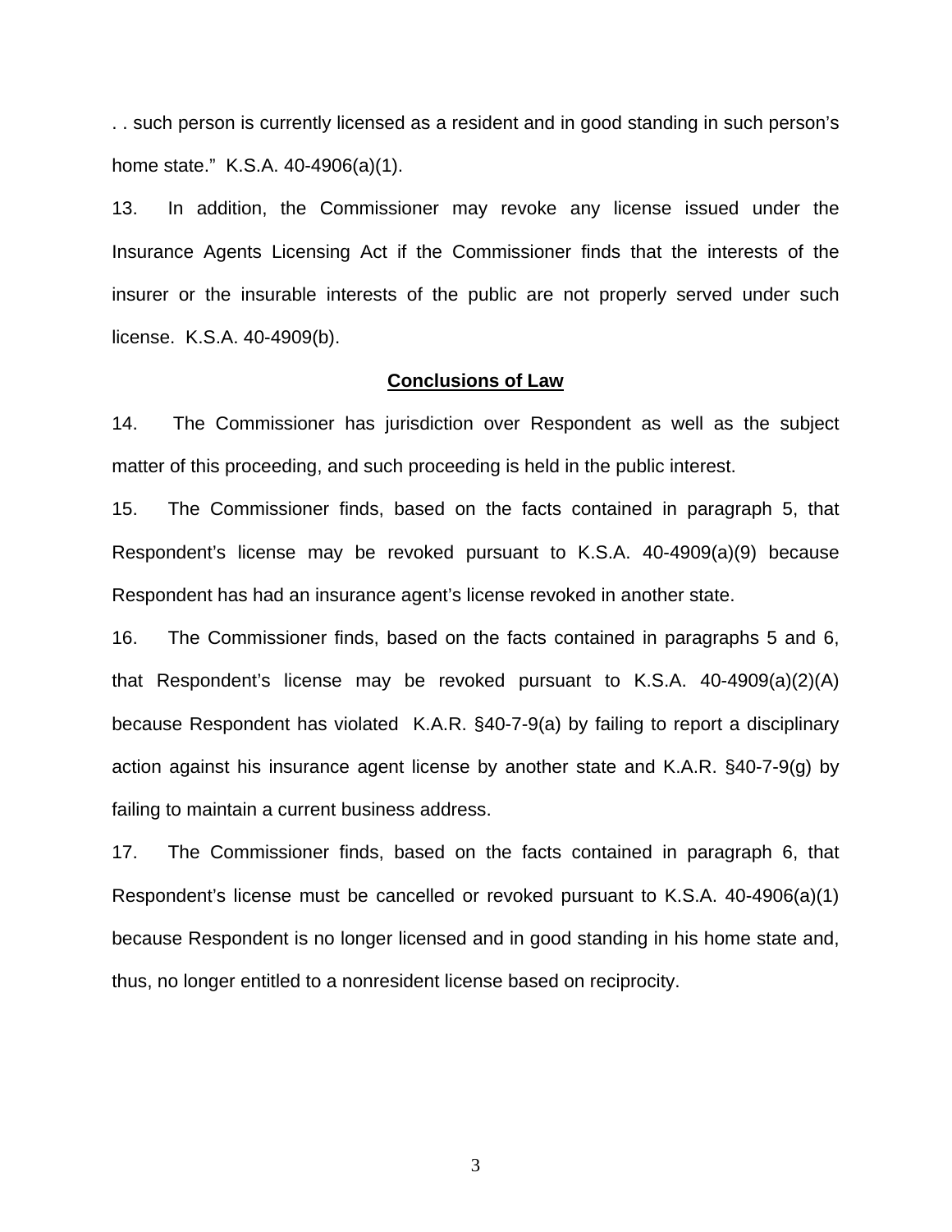. . such person is currently licensed as a resident and in good standing in such person's home state." K.S.A. 40-4906(a)(1).

13. In addition, the Commissioner may revoke any license issued under the Insurance Agents Licensing Act if the Commissioner finds that the interests of the insurer or the insurable interests of the public are not properly served under such license. K.S.A. 40-4909(b).

## Conclusions of Law

14. The Commissioner has jurisdiction over Respondent as well as the subject matter of this proceeding, and such proceeding is held in the public interest.

15. The Commissioner finds, based on the facts contained in paragraph 5, that Respondent's license may be revoked pursuant to K.S.A. 40-4909(a)(9) because Respondent has had an insurance agent's license revoked in another state.

16. The Commissioner finds, based on the facts contained in paragraphs 5 and 6, that Respondent's license may be revoked pursuant to K.S.A. 40-4909(a)(2)(A) because Respondent has violated K.A.R. §40-7-9(a) by failing to report a disciplinary action against his insurance agent license by another state and K.A.R. §40-7-9(g) by failing to maintain a current business address.

17. The Commissioner finds, based on the facts contained in paragraph 6, that Respondent's license must be cancelled or revoked pursuant to K.S.A. 40-4906(a)(1) because Respondent is no longer licensed and in good standing in his home state and, thus, no longer entitled to a nonresident license based on reciprocity.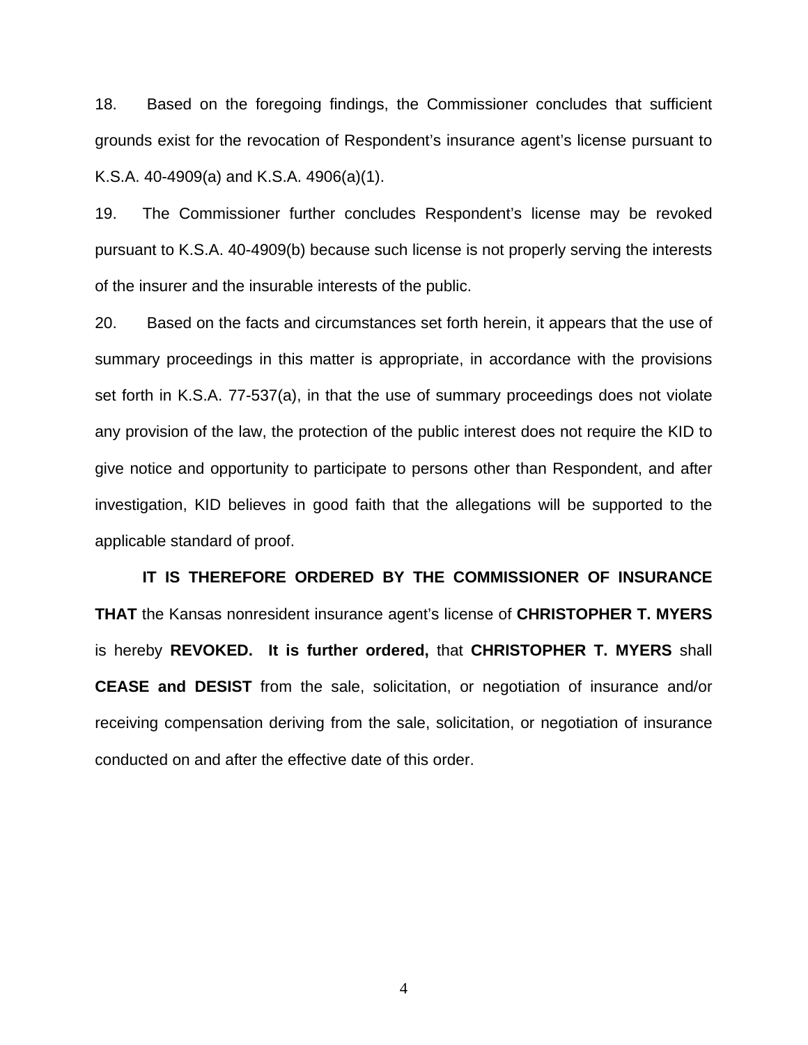18. Based on the foregoing findings, the Commissioner concludes that sufficient grounds exist for the revocation of Respondent's insurance agent's license pursuant to K.S.A. 40-4909(a) and K.S.A. 4906(a)(1).

19. The Commissioner further concludes Respondent's license may be revoked pursuant to K.S.A. 40-4909(b) because such license is not properly serving the interests of the insurer and the insurable interests of the public.

20. Based on the facts and circumstances set forth herein, it appears that the use of summary proceedings in this matter is appropriate, in accordance with the provisions set forth in K.S.A. 77-537(a), in that the use of summary proceedings does not violate any provision of the law, the protection of the public interest does not require the KID to give notice and opportunity to participate to persons other than Respondent, and after investigation, KID believes in good faith that the allegations will be supported to the applicable standard of proof.

**IT IS THEREFORE ORDERED BY THE COMMISSIONER OF INSURANCE THAT** the Kansas nonresident insurance agent's license of **CHRISTOPHER T. MYERS** is hereby **REVOKED. It is further ordered,** that **CHRISTOPHER T. MYERS** shall **CEASE and DESIST** from the sale, solicitation, or negotiation of insurance and/or receiving compensation deriving from the sale, solicitation, or negotiation of insurance conducted on and after the effective date of this order.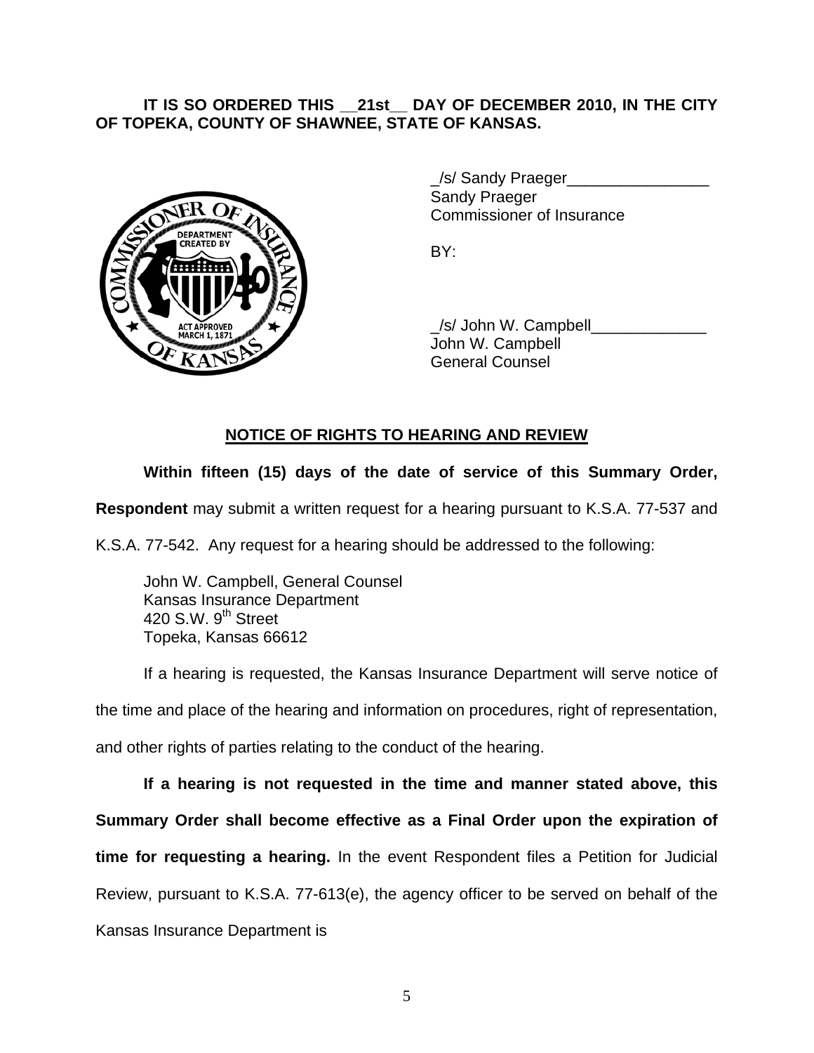**IT IS SO ORDERED THIS __21st__ DAY OF DECEMBER 2010, IN THE CITY OF TOPEKA, COUNTY OF SHAWNEE, STATE OF KANSAS.**

_/s/ Sandy Praeger________________
Sandy Praeger
Commissioner of Insurance

BY:

_/s/ John W. Campbell_____________
John W. Campbell
General Counsel

## NOTICE OF RIGHTS TO HEARING AND REVIEW

**Within fifteen (15) days of the date of service of this Summary Order, Respondent** may submit a written request for a hearing pursuant to K.S.A. 77-537 and K.S.A. 77-542. Any request for a hearing should be addressed to the following:

John W. Campbell, General Counsel
Kansas Insurance Department
420 S.W. 9th Street
Topeka, Kansas 66612

If a hearing is requested, the Kansas Insurance Department will serve notice of the time and place of the hearing and information on procedures, right of representation, and other rights of parties relating to the conduct of the hearing.

**If a hearing is not requested in the time and manner stated above, this Summary Order shall become effective as a Final Order upon the expiration of time for requesting a hearing.** In the event Respondent files a Petition for Judicial Review, pursuant to K.S.A. 77-613(e), the agency officer to be served on behalf of the Kansas Insurance Department is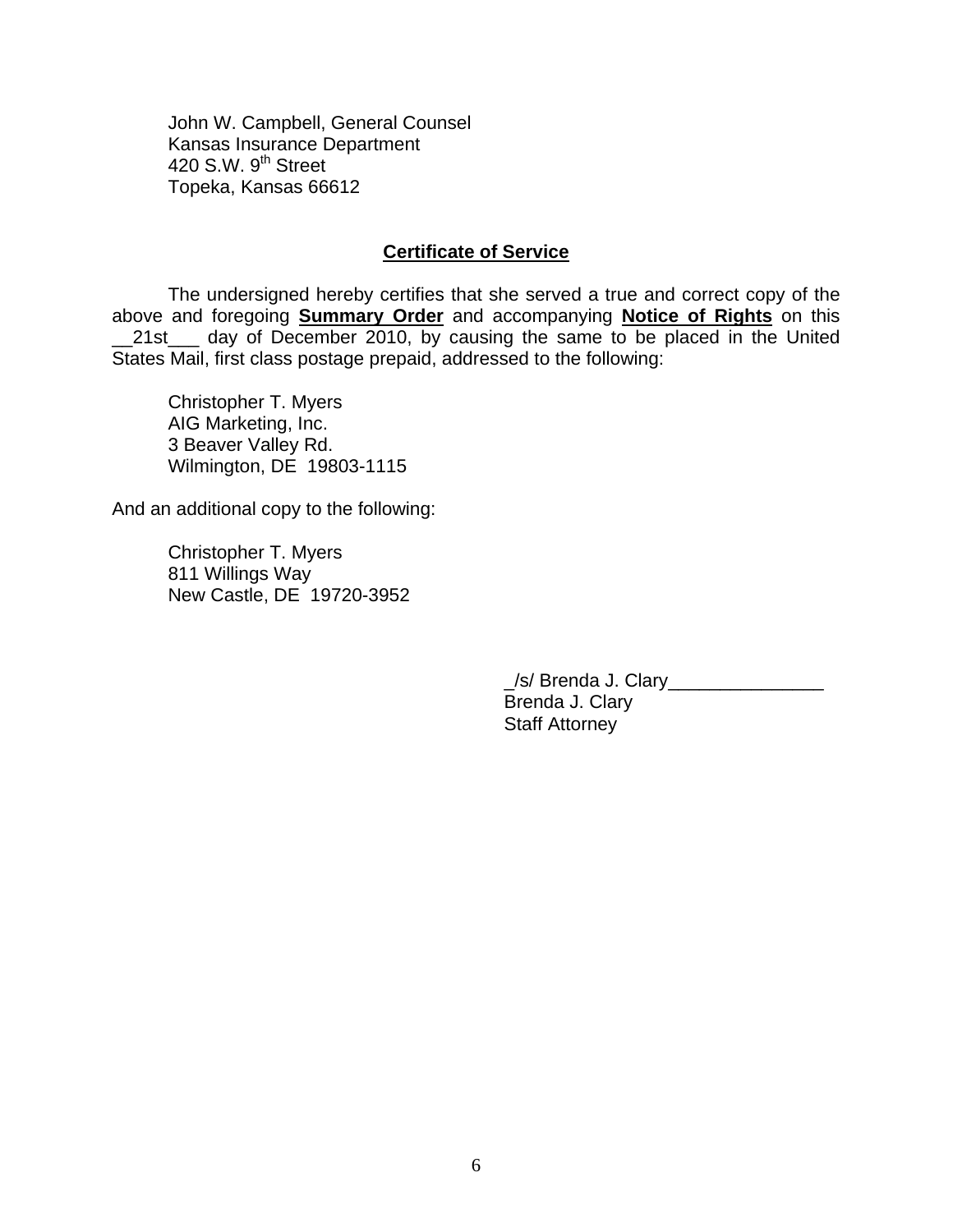John W. Campbell, General Counsel
Kansas Insurance Department
420 S.W. 9th Street
Topeka, Kansas 66612

**Certificate of Service**

The undersigned hereby certifies that she served a true and correct copy of the above and foregoing **Summary Order** and accompanying **Notice of Rights** on this __21st___ day of December 2010, by causing the same to be placed in the United States Mail, first class postage prepaid, addressed to the following:

Christopher T. Myers
AIG Marketing, Inc.
3 Beaver Valley Rd.
Wilmington, DE 19803-1115

And an additional copy to the following:

Christopher T. Myers
811 Willings Way
New Castle, DE 19720-3952

_/s/ Brenda J. Clary_______________
Brenda J. Clary
Staff Attorney